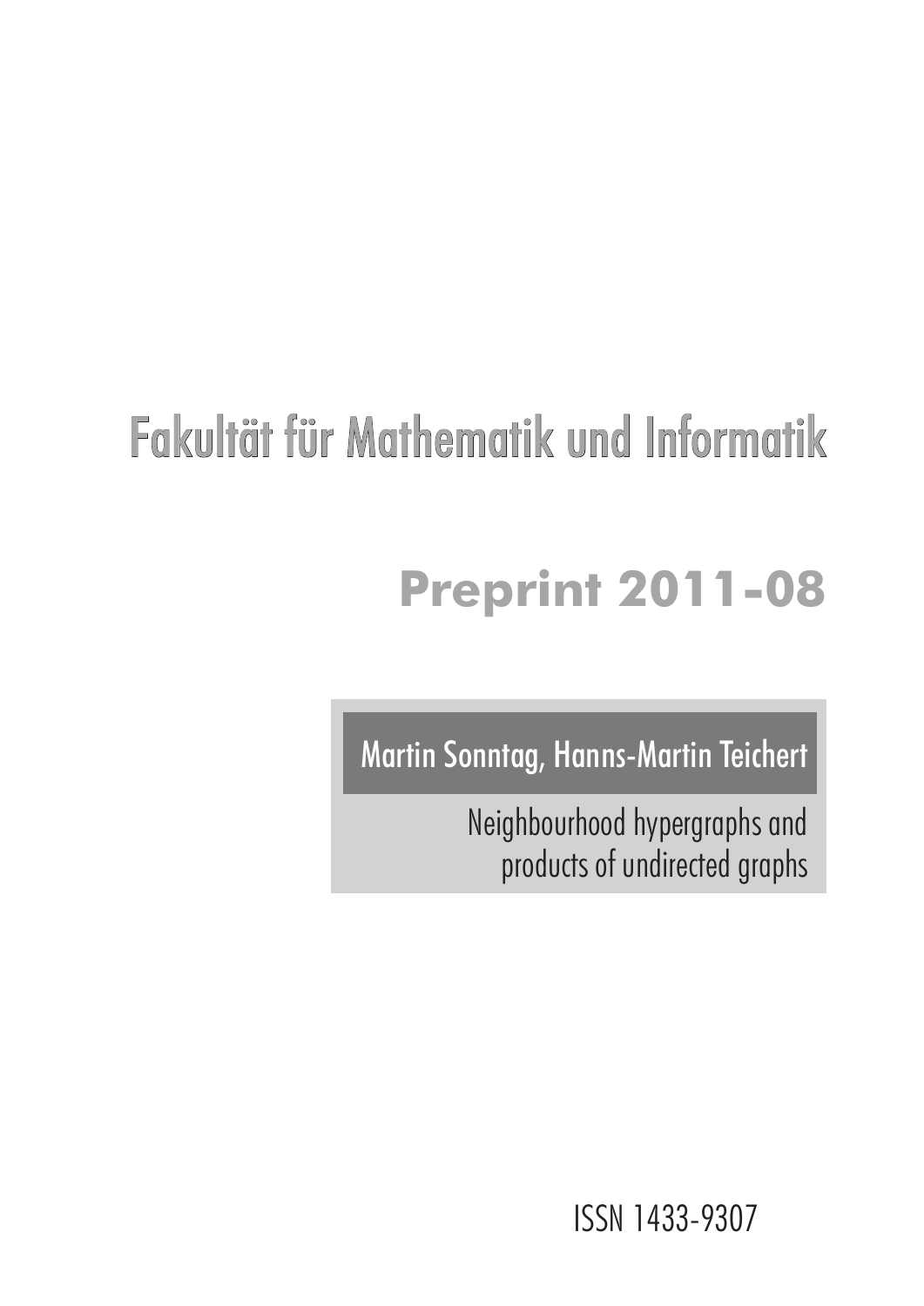# Fakultät für Mathematik und Informatik

## Preprint 2011-08

Martin Sonntag, Hanns-Martin Teichert

Neighbourhood hypergraphs and products of undirected graphs

ISSN 1433-9307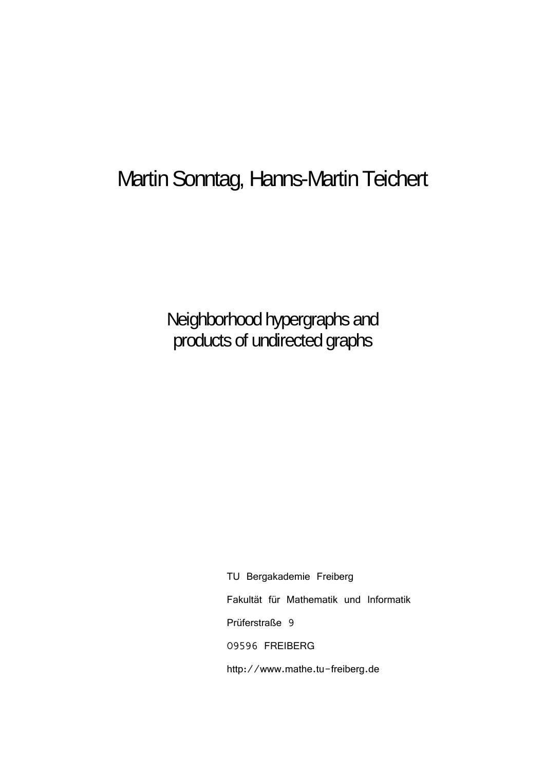Martin Sonntag, Hanns-Martin Teichert

# Neighborhood hypergraphs and products of undirected graphs

TU Bergakademie Freiberg

Fakultät für Mathematik und Informatik

Prüferstraße 9

09596 FREIBERG

http://www.mathe.tu-freiberg.de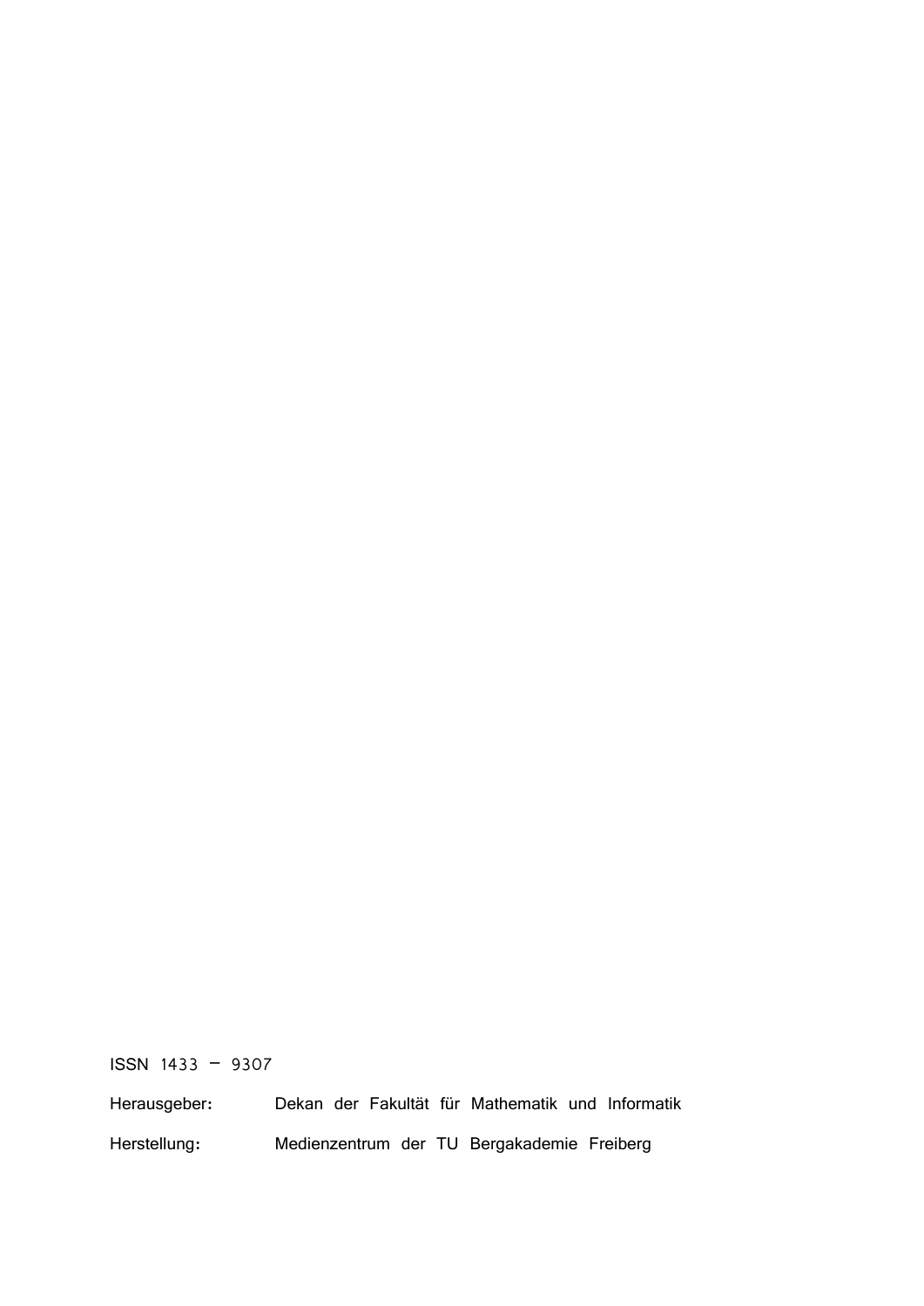ISSN 1433 – 9307

Herausgeber: Dekan der Fakultät für Mathematik und Informatik

Herstellung: Medienzentrum der TU Bergakademie Freiberg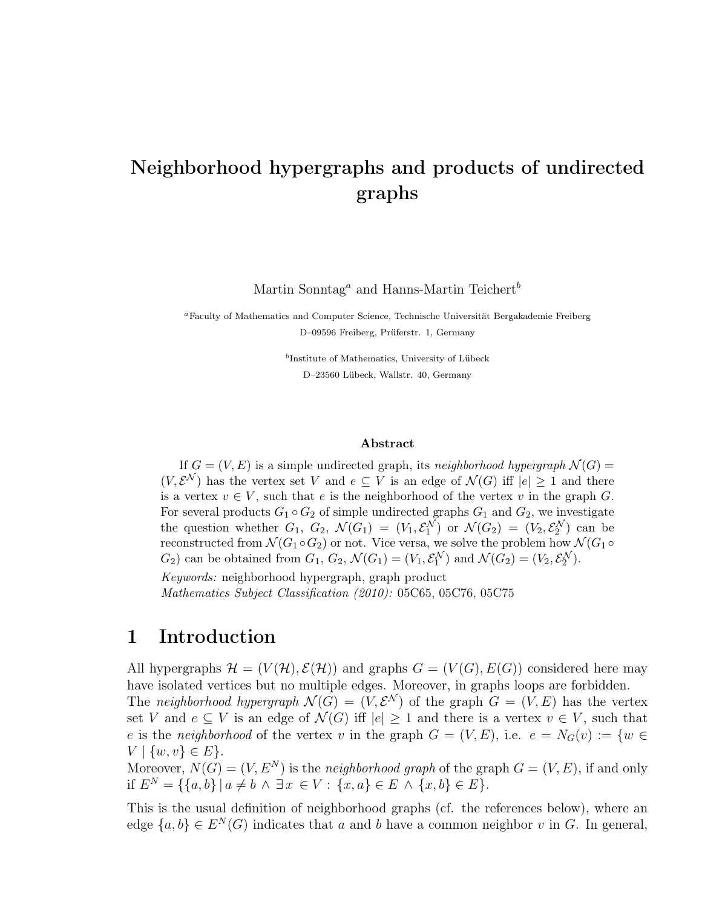# Neighborhood hypergraphs and products of undirected graphs

Martin Sonntag[a] and Hanns-Martin Teichert[b]

[a]Faculty of Mathematics and Computer Science, Technische Universität Bergakademie Freiberg
D–09596 Freiberg, Prüferstr. 1, Germany

[b]Institute of Mathematics, University of Lübeck
D–23560 Lübeck, Wallstr. 40, Germany

### Abstract

If $G = (V, E)$ is a simple undirected graph, its *neighborhood hypergraph* $\mathcal{N}(G) = (V, \mathcal{E}^{\mathcal{N}})$ has the vertex set $V$ and $e \subseteq V$ is an edge of $\mathcal{N}(G)$ iff $|e| \geq 1$ and there is a vertex $v \in V$, such that $e$ is the neighborhood of the vertex $v$ in the graph $G$. For several products $G_1 \circ G_2$ of simple undirected graphs $G_1$ and $G_2$, we investigate the question whether $G_1$, $G_2$, $\mathcal{N}(G_1) = (V_1, \mathcal{E}_1^{\mathcal{N}})$ or $\mathcal{N}(G_2) = (V_2, \mathcal{E}_2^{\mathcal{N}})$ can be reconstructed from $\mathcal{N}(G_1 \circ G_2)$ or not. Vice versa, we solve the problem how $\mathcal{N}(G_1 \circ G_2)$ can be obtained from $G_1$, $G_2$, $\mathcal{N}(G_1) = (V_1, \mathcal{E}_1^{\mathcal{N}})$ and $\mathcal{N}(G_2) = (V_2, \mathcal{E}_2^{\mathcal{N}})$.

*Keywords:* neighborhood hypergraph, graph product
*Mathematics Subject Classification (2010):* 05C65, 05C76, 05C75

## 1 Introduction

All hypergraphs $\mathcal{H} = (V(\mathcal{H}), \mathcal{E}(\mathcal{H}))$ and graphs $G = (V(G), E(G))$ considered here may have isolated vertices but no multiple edges. Moreover, in graphs loops are forbidden.
The *neighborhood hypergraph* $\mathcal{N}(G) = (V, \mathcal{E}^{\mathcal{N}})$ of the graph $G = (V, E)$ has the vertex set $V$ and $e \subseteq V$ is an edge of $\mathcal{N}(G)$ iff $|e| \geq 1$ and there is a vertex $v \in V$, such that $e$ is the *neighborhood* of the vertex $v$ in the graph $G = (V, E)$, i.e. $e = N_G(v) := \{w \in V \mid \{w, v\} \in E\}$.
Moreover, $N(G) = (V, E^N)$ is the *neighborhood graph* of the graph $G = (V, E)$, if and only if $E^N = \{\{a, b\} \mid a \neq b \wedge \exists x \in V : \{x, a\} \in E \wedge \{x, b\} \in E\}$.

This is the usual definition of neighborhood graphs (cf. the references below), where an edge $\{a, b\} \in E^N(G)$ indicates that $a$ and $b$ have a common neighbor $v$ in $G$. In general,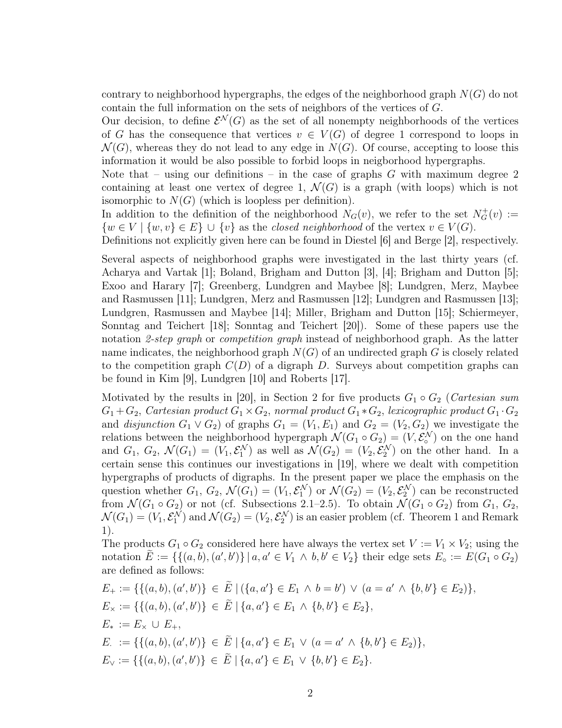contrary to neighborhood hypergraphs, the edges of the neighborhood graph $N(G)$ do not contain the full information on the sets of neighbors of the vertices of $G$.

Our decision, to define $\mathcal{E}^{\mathcal{N}}(G)$ as the set of all nonempty neighborhoods of the vertices of $G$ has the consequence that vertices $v \in V(G)$ of degree 1 correspond to loops in $\mathcal{N}(G)$, whereas they do not lead to any edge in $N(G)$. Of course, accepting to loose this information it would be also possible to forbid loops in neigborhood hypergraphs.

Note that – using our definitions – in the case of graphs $G$ with maximum degree 2 containing at least one vertex of degree 1, $\mathcal{N}(G)$ is a graph (with loops) which is not isomorphic to $N(G)$ (which is loopless per definition).

In addition to the definition of the neighborhood $N_G(v)$, we refer to the set $N_G^+(v) := \{w \in V \mid \{w, v\} \in E\} \cup \{v\}$ as the *closed neighborhood* of the vertex $v \in V(G)$.

Definitions not explicitly given here can be found in Diestel [6] and Berge [2], respectively.

Several aspects of neighborhood graphs were investigated in the last thirty years (cf. Acharya and Vartak [1]; Boland, Brigham and Dutton [3], [4]; Brigham and Dutton [5]; Exoo and Harary [7]; Greenberg, Lundgren and Maybee [8]; Lundgren, Merz, Maybee and Rasmussen [11]; Lundgren, Merz and Rasmussen [12]; Lundgren and Rasmussen [13]; Lundgren, Rasmussen and Maybee [14]; Miller, Brigham and Dutton [15]; Schiermeyer, Sonntag and Teichert [18]; Sonntag and Teichert [20]). Some of these papers use the notation *2-step graph* or *competition graph* instead of neighborhood graph. As the latter name indicates, the neighborhood graph $N(G)$ of an undirected graph $G$ is closely related to the competition graph $C(D)$ of a digraph $D$. Surveys about competition graphs can be found in Kim [9], Lundgren [10] and Roberts [17].

Motivated by the results in [20], in Section 2 for five products $G_1 \circ G_2$ (*Cartesian sum* $G_1 + G_2$, *Cartesian product* $G_1 \times G_2$, *normal product* $G_1 * G_2$, *lexicographic product* $G_1 \cdot G_2$ and *disjunction* $G_1 \vee G_2$) of graphs $G_1 = (V_1, E_1)$ and $G_2 = (V_2, G_2)$ we investigate the relations between the neighborhood hypergraph $\mathcal{N}(G_1 \circ G_2) = (V, \mathcal{E}_\circ^{\mathcal{N}})$ on the one hand and $G_1$, $G_2$, $\mathcal{N}(G_1) = (V_1, \mathcal{E}_1^{\mathcal{N}})$ as well as $\mathcal{N}(G_2) = (V_2, \mathcal{E}_2^{\mathcal{N}})$ on the other hand. In a certain sense this continues our investigations in [19], where we dealt with competition hypergraphs of products of digraphs. In the present paper we place the emphasis on the question whether $G_1$, $G_2$, $\mathcal{N}(G_1) = (V_1, \mathcal{E}_1^{\mathcal{N}})$ or $\mathcal{N}(G_2) = (V_2, \mathcal{E}_2^{\mathcal{N}})$ can be reconstructed from $\mathcal{N}(G_1 \circ G_2)$ or not (cf. Subsections 2.1–2.5). To obtain $\mathcal{N}(G_1 \circ G_2)$ from $G_1$, $G_2$, $\mathcal{N}(G_1) = (V_1, \mathcal{E}_1^{\mathcal{N}})$ and $\mathcal{N}(G_2) = (V_2, \mathcal{E}_2^{\mathcal{N}})$ is an easier problem (cf. Theorem 1 and Remark 1).

The products $G_1 \circ G_2$ considered here have always the vertex set $V := V_1 \times V_2$; using the notation $\widetilde{E} := \{\{(a,b),(a',b')\} \mid a, a' \in V_1 \wedge b, b' \in V_2\}$ their edge sets $E_\circ := E(G_1 \circ G_2)$ are defined as follows:

$$E_+ := \{\{(a,b),(a',b')\} \in \widetilde{E} \mid (\{a,a'\} \in E_1 \wedge b = b') \vee (a = a' \wedge \{b,b'\} \in E_2)\},$$

$$E_\times := \{\{(a,b),(a',b')\} \in \widetilde{E} \mid \{a,a'\} \in E_1 \wedge \{b,b'\} \in E_2\},$$

$$E_* := E_\times \cup E_+,$$

$$E_\cdot := \{\{(a,b),(a',b')\} \in \widetilde{E} \mid \{a,a'\} \in E_1 \vee (a = a' \wedge \{b,b'\} \in E_2)\},$$

$$E_\vee := \{\{(a,b),(a',b')\} \in \widetilde{E} \mid \{a,a'\} \in E_1 \vee \{b,b'\} \in E_2\}.$$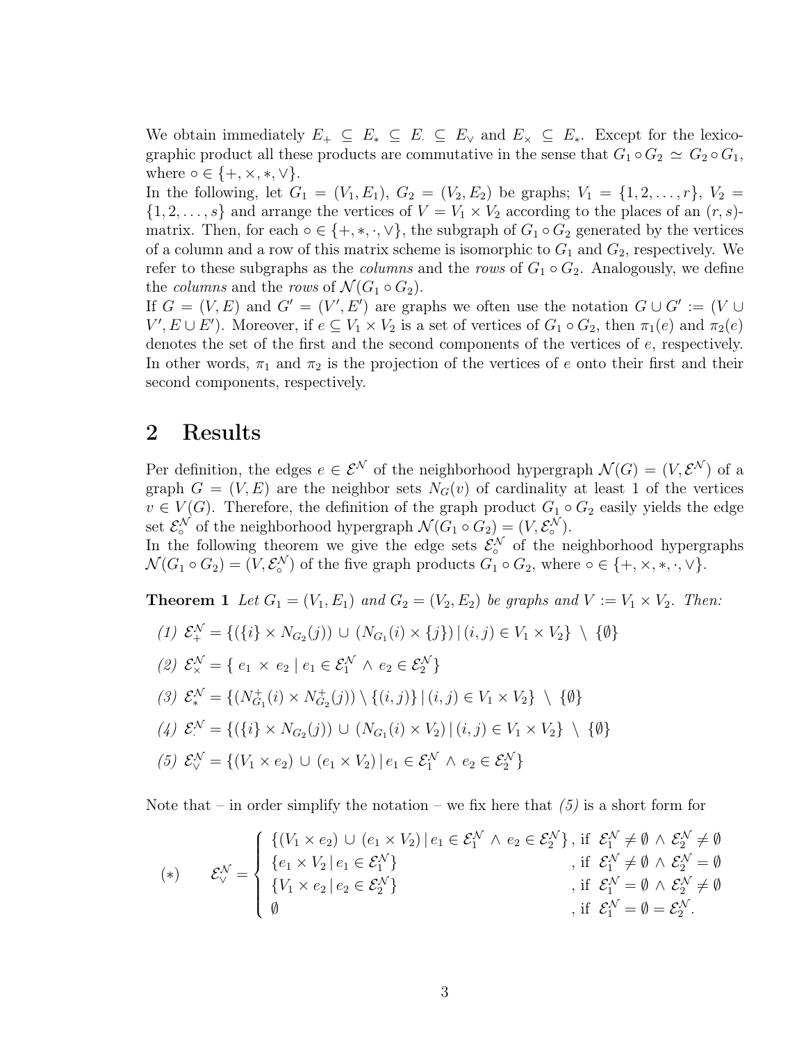We obtain immediately $E_+ \subseteq E_* \subseteq E_\cdot \subseteq E_\vee$ and $E_\times \subseteq E_*$. Except for the lexicographic product all these products are commutative in the sense that $G_1 \circ G_2 \simeq G_2 \circ G_1$, where $\circ \in \{+, \times, *, \vee\}$.
In the following, let $G_1 = (V_1, E_1)$, $G_2 = (V_2, E_2)$ be graphs; $V_1 = \{1, 2, \ldots, r\}$, $V_2 = \{1, 2, \ldots, s\}$ and arrange the vertices of $V = V_1 \times V_2$ according to the places of an $(r, s)$-matrix. Then, for each $\circ \in \{+, *, \cdot, \vee\}$, the subgraph of $G_1 \circ G_2$ generated by the vertices of a column and a row of this matrix scheme is isomorphic to $G_1$ and $G_2$, respectively. We refer to these subgraphs as the *columns* and the *rows* of $G_1 \circ G_2$. Analogously, we define the *columns* and the *rows* of $\mathcal{N}(G_1 \circ G_2)$.
If $G = (V, E)$ and $G' = (V', E')$ are graphs we often use the notation $G \cup G' := (V \cup V', E \cup E')$. Moreover, if $e \subseteq V_1 \times V_2$ is a set of vertices of $G_1 \circ G_2$, then $\pi_1(e)$ and $\pi_2(e)$ denotes the set of the first and the second components of the vertices of $e$, respectively. In other words, $\pi_1$ and $\pi_2$ is the projection of the vertices of $e$ onto their first and their second components, respectively.

## 2 Results

Per definition, the edges $e \in \mathcal{E}^{\mathcal{N}}$ of the neighborhood hypergraph $\mathcal{N}(G) = (V, \mathcal{E}^{\mathcal{N}})$ of a graph $G = (V, E)$ are the neighbor sets $N_G(v)$ of cardinality at least 1 of the vertices $v \in V(G)$. Therefore, the definition of the graph product $G_1 \circ G_2$ easily yields the edge set $\mathcal{E}^{\mathcal{N}}_\circ$ of the neighborhood hypergraph $\mathcal{N}(G_1 \circ G_2) = (V, \mathcal{E}^{\mathcal{N}}_\circ)$.
In the following theorem we give the edge sets $\mathcal{E}^{\mathcal{N}}_\circ$ of the neighborhood hypergraphs $\mathcal{N}(G_1 \circ G_2) = (V, \mathcal{E}^{\mathcal{N}}_\circ)$ of the five graph products $G_1 \circ G_2$, where $\circ \in \{+, \times, *, \cdot, \vee\}$.

**Theorem 1** *Let $G_1 = (V_1, E_1)$ and $G_2 = (V_2, E_2)$ be graphs and $V := V_1 \times V_2$. Then:*

*(1)* $\mathcal{E}^{\mathcal{N}}_+ = \{(\{i\} \times N_{G_2}(j)) \cup (N_{G_1}(i) \times \{j\}) \mid (i, j) \in V_1 \times V_2\} \setminus \{\emptyset\}$

*(2)* $\mathcal{E}^{\mathcal{N}}_\times = \{ e_1 \times e_2 \mid e_1 \in \mathcal{E}^{\mathcal{N}}_1 \wedge e_2 \in \mathcal{E}^{\mathcal{N}}_2\}$

*(3)* $\mathcal{E}^{\mathcal{N}}_* = \{(N^+_{G_1}(i) \times N^+_{G_2}(j)) \setminus \{(i, j)\} \mid (i, j) \in V_1 \times V_2\} \setminus \{\emptyset\}$

*(4)* $\mathcal{E}^{\mathcal{N}}_\cdot = \{(\{i\} \times N_{G_2}(j)) \cup (N_{G_1}(i) \times V_2) \mid (i, j) \in V_1 \times V_2\} \setminus \{\emptyset\}$

*(5)* $\mathcal{E}^{\mathcal{N}}_\vee = \{(V_1 \times e_2) \cup (e_1 \times V_2) \mid e_1 \in \mathcal{E}^{\mathcal{N}}_1 \wedge e_2 \in \mathcal{E}^{\mathcal{N}}_2\}$

Note that – in order simplify the notation – we fix here that *(5)* is a short form for

$$
(*) \qquad \mathcal{E}^{\mathcal{N}}_\vee = \begin{cases} \{(V_1 \times e_2) \cup (e_1 \times V_2) \mid e_1 \in \mathcal{E}^{\mathcal{N}}_1 \wedge e_2 \in \mathcal{E}^{\mathcal{N}}_2\}, & \text{if } \mathcal{E}^{\mathcal{N}}_1 \neq \emptyset \wedge \mathcal{E}^{\mathcal{N}}_2 \neq \emptyset \\ \{e_1 \times V_2 \mid e_1 \in \mathcal{E}^{\mathcal{N}}_1\} & \text{, if } \mathcal{E}^{\mathcal{N}}_1 \neq \emptyset \wedge \mathcal{E}^{\mathcal{N}}_2 = \emptyset \\ \{V_1 \times e_2 \mid e_2 \in \mathcal{E}^{\mathcal{N}}_2\} & \text{, if } \mathcal{E}^{\mathcal{N}}_1 = \emptyset \wedge \mathcal{E}^{\mathcal{N}}_2 \neq \emptyset \\ \emptyset & \text{, if } \mathcal{E}^{\mathcal{N}}_1 = \emptyset = \mathcal{E}^{\mathcal{N}}_2. \end{cases}
$$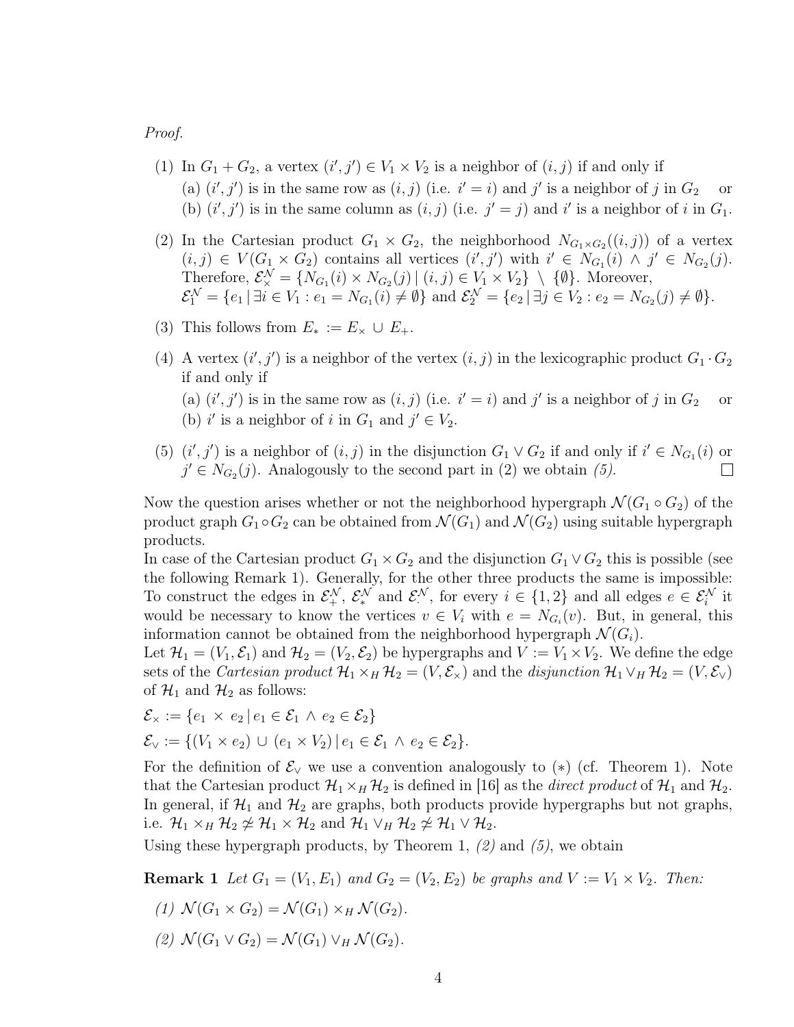*Proof.*

(1) In $G_1 + G_2$, a vertex $(i', j') \in V_1 \times V_2$ is a neighbor of $(i, j)$ if and only if
   (a) $(i', j')$ is in the same row as $(i, j)$ (i.e. $i' = i$) and $j'$ is a neighbor of $j$ in $G_2$ or
   (b) $(i', j')$ is in the same column as $(i, j)$ (i.e. $j' = j$) and $i'$ is a neighbor of $i$ in $G_1$.

(2) In the Cartesian product $G_1 \times G_2$, the neighborhood $N_{G_1 \times G_2}((i, j))$ of a vertex $(i, j) \in V(G_1 \times G_2)$ contains all vertices $(i', j')$ with $i' \in N_{G_1}(i) \wedge j' \in N_{G_2}(j)$. Therefore, $\mathcal{E}_{\times}^{\mathcal{N}} = \{N_{G_1}(i) \times N_{G_2}(j) \,|\, (i, j) \in V_1 \times V_2\} \setminus \{\emptyset\}$. Moreover, $\mathcal{E}_1^{\mathcal{N}} = \{e_1 \,|\, \exists i \in V_1 : e_1 = N_{G_1}(i) \neq \emptyset\}$ and $\mathcal{E}_2^{\mathcal{N}} = \{e_2 \,|\, \exists j \in V_2 : e_2 = N_{G_2}(j) \neq \emptyset\}$.

(3) This follows from $E_* := E_\times \cup E_+$.

(4) A vertex $(i', j')$ is a neighbor of the vertex $(i, j)$ in the lexicographic product $G_1 \cdot G_2$ if and only if
   (a) $(i', j')$ is in the same row as $(i, j)$ (i.e. $i' = i$) and $j'$ is a neighbor of $j$ in $G_2$ or
   (b) $i'$ is a neighbor of $i$ in $G_1$ and $j' \in V_2$.

(5) $(i', j')$ is a neighbor of $(i, j)$ in the disjunction $G_1 \vee G_2$ if and only if $i' \in N_{G_1}(i)$ or $j' \in N_{G_2}(j)$. Analogously to the second part in (2) we obtain *(5)*. □

Now the question arises whether or not the neighborhood hypergraph $\mathcal{N}(G_1 \circ G_2)$ of the product graph $G_1 \circ G_2$ can be obtained from $\mathcal{N}(G_1)$ and $\mathcal{N}(G_2)$ using suitable hypergraph products.
In case of the Cartesian product $G_1 \times G_2$ and the disjunction $G_1 \vee G_2$ this is possible (see the following Remark 1). Generally, for the other three products the same is impossible: To construct the edges in $\mathcal{E}_+^{\mathcal{N}}$, $\mathcal{E}_*^{\mathcal{N}}$ and $\mathcal{E}_\cdot^{\mathcal{N}}$, for every $i \in \{1, 2\}$ and all edges $e \in \mathcal{E}_i^{\mathcal{N}}$ it would be necessary to know the vertices $v \in V_i$ with $e = N_{G_i}(v)$. But, in general, this information cannot be obtained from the neighborhood hypergraph $\mathcal{N}(G_i)$.
Let $\mathcal{H}_1 = (V_1, \mathcal{E}_1)$ and $\mathcal{H}_2 = (V_2, \mathcal{E}_2)$ be hypergraphs and $V := V_1 \times V_2$. We define the edge sets of the *Cartesian product* $\mathcal{H}_1 \times_H \mathcal{H}_2 = (V, \mathcal{E}_\times)$ and the *disjunction* $\mathcal{H}_1 \vee_H \mathcal{H}_2 = (V, \mathcal{E}_\vee)$ of $\mathcal{H}_1$ and $\mathcal{H}_2$ as follows:

$\mathcal{E}_\times := \{e_1 \times e_2 \,|\, e_1 \in \mathcal{E}_1 \wedge e_2 \in \mathcal{E}_2\}$

$\mathcal{E}_\vee := \{(V_1 \times e_2) \cup (e_1 \times V_2) \,|\, e_1 \in \mathcal{E}_1 \wedge e_2 \in \mathcal{E}_2\}$.

For the definition of $\mathcal{E}_\vee$ we use a convention analogously to $(*)$ (cf. Theorem 1). Note that the Cartesian product $\mathcal{H}_1 \times_H \mathcal{H}_2$ is defined in [16] as the *direct product* of $\mathcal{H}_1$ and $\mathcal{H}_2$. In general, if $\mathcal{H}_1$ and $\mathcal{H}_2$ are graphs, both products provide hypergraphs but not graphs, i.e. $\mathcal{H}_1 \times_H \mathcal{H}_2 \not\simeq \mathcal{H}_1 \times \mathcal{H}_2$ and $\mathcal{H}_1 \vee_H \mathcal{H}_2 \not\simeq \mathcal{H}_1 \vee \mathcal{H}_2$.
Using these hypergraph products, by Theorem 1, *(2)* and *(5)*, we obtain

**Remark 1** *Let $G_1 = (V_1, E_1)$ and $G_2 = (V_2, E_2)$ be graphs and $V := V_1 \times V_2$. Then:*

*(1) $\mathcal{N}(G_1 \times G_2) = \mathcal{N}(G_1) \times_H \mathcal{N}(G_2)$.*

*(2) $\mathcal{N}(G_1 \vee G_2) = \mathcal{N}(G_1) \vee_H \mathcal{N}(G_2)$.*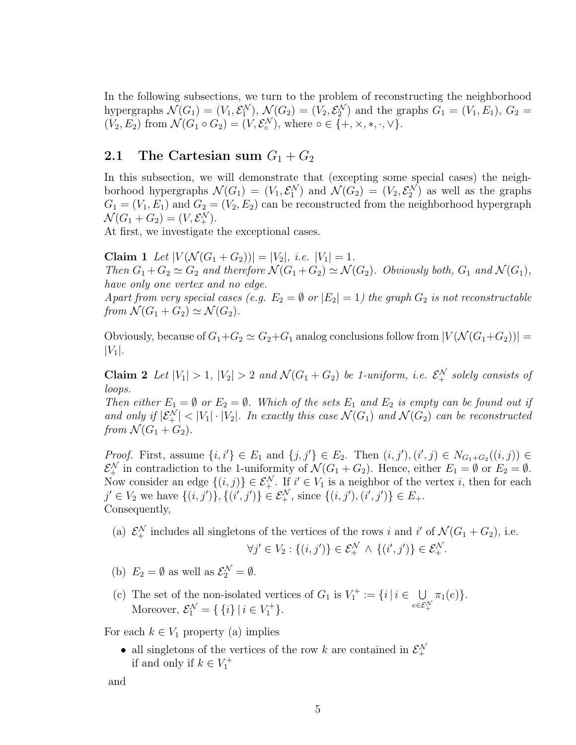In the following subsections, we turn to the problem of reconstructing the neighborhood hypergraphs $\mathcal{N}(G_1) = (V_1, \mathcal{E}_1^{\mathcal{N}})$, $\mathcal{N}(G_2) = (V_2, \mathcal{E}_2^{\mathcal{N}})$ and the graphs $G_1 = (V_1, E_1)$, $G_2 = (V_2, E_2)$ from $\mathcal{N}(G_1 \circ G_2) = (V, \mathcal{E}_\circ^{\mathcal{N}})$, where $\circ \in \{+, \times, *, \cdot, \vee\}$.

## 2.1 The Cartesian sum $G_1 + G_2$

In this subsection, we will demonstrate that (excepting some special cases) the neighborhood hypergraphs $\mathcal{N}(G_1) = (V_1, \mathcal{E}_1^{\mathcal{N}})$ and $\mathcal{N}(G_2) = (V_2, \mathcal{E}_2^{\mathcal{N}})$ as well as the graphs $G_1 = (V_1, E_1)$ and $G_2 = (V_2, E_2)$ can be reconstructed from the neighborhood hypergraph $\mathcal{N}(G_1 + G_2) = (V, \mathcal{E}_+^{\mathcal{N}})$.
At first, we investigate the exceptional cases.

**Claim 1** *Let $|V(\mathcal{N}(G_1 + G_2))| = |V_2|$, i.e. $|V_1| = 1$.*
*Then $G_1 + G_2 \simeq G_2$ and therefore $\mathcal{N}(G_1 + G_2) \simeq \mathcal{N}(G_2)$. Obviously both, $G_1$ and $\mathcal{N}(G_1)$, have only one vertex and no edge.*
*Apart from very special cases (e.g. $E_2 = \emptyset$ or $|E_2| = 1$) the graph $G_2$ is not reconstructable from $\mathcal{N}(G_1 + G_2) \simeq \mathcal{N}(G_2)$.*

Obviously, because of $G_1 + G_2 \simeq G_2 + G_1$ analog conclusions follow from $|V(\mathcal{N}(G_1 + G_2))| = |V_1|$.

**Claim 2** *Let $|V_1| > 1$, $|V_2| > 2$ and $\mathcal{N}(G_1 + G_2)$ be 1-uniform, i.e. $\mathcal{E}_+^{\mathcal{N}}$ solely consists of loops.*
*Then either $E_1 = \emptyset$ or $E_2 = \emptyset$. Which of the sets $E_1$ and $E_2$ is empty can be found out if and only if $|\mathcal{E}_+^{\mathcal{N}}| < |V_1| \cdot |V_2|$. In exactly this case $\mathcal{N}(G_1)$ and $\mathcal{N}(G_2)$ can be reconstructed from $\mathcal{N}(G_1 + G_2)$.*

*Proof.* First, assume $\{i, i'\} \in E_1$ and $\{j, j'\} \in E_2$. Then $(i, j'), (i', j) \in N_{G_1+G_2}((i, j)) \in \mathcal{E}_+^{\mathcal{N}}$ in contradiction to the 1-uniformity of $\mathcal{N}(G_1 + G_2)$. Hence, either $E_1 = \emptyset$ or $E_2 = \emptyset$. Now consider an edge $\{(i, j)\} \in \mathcal{E}_+^{\mathcal{N}}$. If $i' \in V_1$ is a neighbor of the vertex $i$, then for each $j' \in V_2$ we have $\{(i, j')\}, \{(i', j')\} \in \mathcal{E}_+^{\mathcal{N}}$, since $\{(i, j'), (i', j')\} \in E_+$.
Consequently,

(a) $\mathcal{E}_+^{\mathcal{N}}$ includes all singletons of the vertices of the rows $i$ and $i'$ of $\mathcal{N}(G_1 + G_2)$, i.e.
$$\forall j' \in V_2 : \{(i, j')\} \in \mathcal{E}_+^{\mathcal{N}} \wedge \{(i', j')\} \in \mathcal{E}_+^{\mathcal{N}}.$$

(b) $E_2 = \emptyset$ as well as $\mathcal{E}_2^{\mathcal{N}} = \emptyset$.

(c) The set of the non-isolated vertices of $G_1$ is $V_1^+ := \{i \mid i \in \bigcup_{e \in \mathcal{E}_+^{\mathcal{N}}} \pi_1(e)\}$.
Moreover, $\mathcal{E}_1^{\mathcal{N}} = \{\, \{i\} \mid i \in V_1^+\}$.

For each $k \in V_1$ property (a) implies

- all singletons of the vertices of the row $k$ are contained in $\mathcal{E}_+^{\mathcal{N}}$ if and only if $k \in V_1^+$

and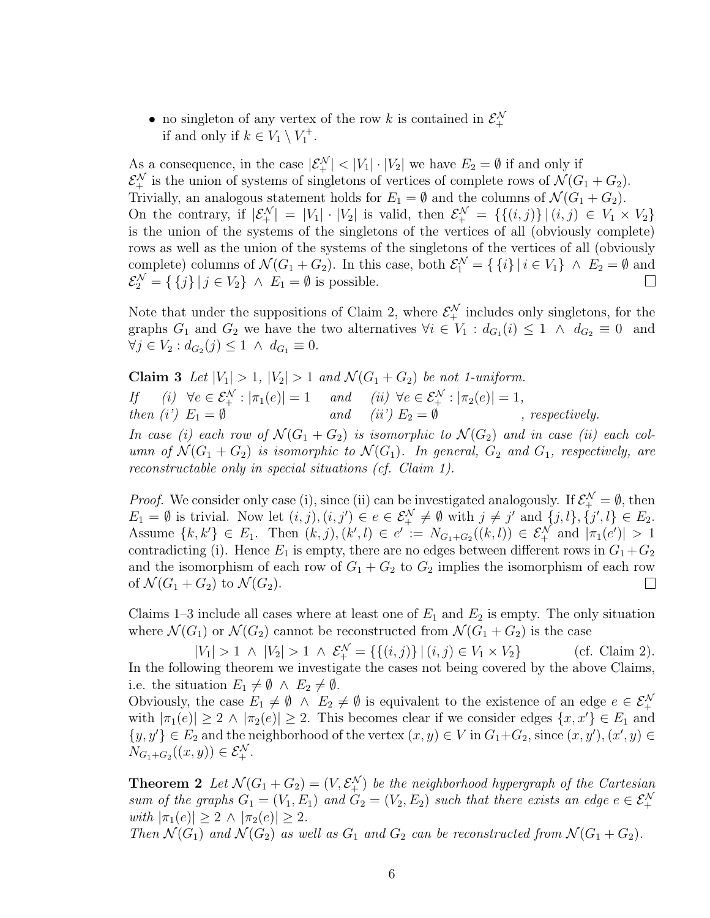- no singleton of any vertex of the row $k$ is contained in $\mathcal{E}_+^{\mathcal{N}}$ if and only if $k \in V_1 \setminus V_1^+$.

As a consequence, in the case $|\mathcal{E}_+^{\mathcal{N}}| < |V_1| \cdot |V_2|$ we have $E_2 = \emptyset$ if and only if $\mathcal{E}_+^{\mathcal{N}}$ is the union of systems of singletons of vertices of complete rows of $\mathcal{N}(G_1 + G_2)$. Trivially, an analogous statement holds for $E_1 = \emptyset$ and the columns of $\mathcal{N}(G_1 + G_2)$. On the contrary, if $|\mathcal{E}_+^{\mathcal{N}}| = |V_1| \cdot |V_2|$ is valid, then $\mathcal{E}_+^{\mathcal{N}} = \{\{(i,j)\} \,|\, (i,j) \in V_1 \times V_2\}$ is the union of the systems of the singletons of the vertices of all (obviously complete) rows as well as the union of the systems of the singletons of the vertices of all (obviously complete) columns of $\mathcal{N}(G_1 + G_2)$. In this case, both $\mathcal{E}_1^{\mathcal{N}} = \{\,\{i\} \,|\, i \in V_1\} \,\wedge\, E_2 = \emptyset$ and $\mathcal{E}_2^{\mathcal{N}} = \{\,\{j\} \,|\, j \in V_2\} \,\wedge\, E_1 = \emptyset$ is possible. $\square$

Note that under the suppositions of Claim 2, where $\mathcal{E}_+^{\mathcal{N}}$ includes only singletons, for the graphs $G_1$ and $G_2$ we have the two alternatives $\forall i \in V_1 : d_{G_1}(i) \leq 1 \,\wedge\, d_{G_2} \equiv 0$ and $\forall j \in V_2 : d_{G_2}(j) \leq 1 \,\wedge\, d_{G_1} \equiv 0$.

**Claim 3** *Let $|V_1| > 1$, $|V_2| > 1$ and $\mathcal{N}(G_1 + G_2)$ be not 1-uniform.*
*If (i) $\forall e \in \mathcal{E}_+^{\mathcal{N}} : |\pi_1(e)| = 1$ and (ii) $\forall e \in \mathcal{E}_+^{\mathcal{N}} : |\pi_2(e)| = 1$,*
*then (i') $E_1 = \emptyset$ and (ii') $E_2 = \emptyset$, respectively.*
*In case (i) each row of $\mathcal{N}(G_1 + G_2)$ is isomorphic to $\mathcal{N}(G_2)$ and in case (ii) each column of $\mathcal{N}(G_1 + G_2)$ is isomorphic to $\mathcal{N}(G_1)$. In general, $G_2$ and $G_1$, respectively, are reconstructable only in special situations (cf. Claim 1).*

*Proof.* We consider only case (i), since (ii) can be investigated analogously. If $\mathcal{E}_+^{\mathcal{N}} = \emptyset$, then $E_1 = \emptyset$ is trivial. Now let $(i,j), (i,j') \in e \in \mathcal{E}_+^{\mathcal{N}} \neq \emptyset$ with $j \neq j'$ and $\{j,l\}, \{j',l\} \in E_2$. Assume $\{k,k'\} \in E_1$. Then $(k,j), (k',l) \in e' := N_{G_1+G_2}((k,l)) \in \mathcal{E}_+^{\mathcal{N}}$ and $|\pi_1(e')| > 1$ contradicting (i). Hence $E_1$ is empty, there are no edges between different rows in $G_1 + G_2$ and the isomorphism of each row of $G_1 + G_2$ to $G_2$ implies the isomorphism of each row of $\mathcal{N}(G_1 + G_2)$ to $\mathcal{N}(G_2)$. $\square$

Claims 1–3 include all cases where at least one of $E_1$ and $E_2$ is empty. The only situation where $\mathcal{N}(G_1)$ or $\mathcal{N}(G_2)$ cannot be reconstructed from $\mathcal{N}(G_1 + G_2)$ is the case

$$|V_1| > 1 \,\wedge\, |V_2| > 1 \,\wedge\, \mathcal{E}_+^{\mathcal{N}} = \{\{(i,j)\} \,|\, (i,j) \in V_1 \times V_2\} \qquad \text{(cf. Claim 2).}$$

In the following theorem we investigate the cases not being covered by the above Claims, i.e. the situation $E_1 \neq \emptyset \,\wedge\, E_2 \neq \emptyset$.
Obviously, the case $E_1 \neq \emptyset \,\wedge\, E_2 \neq \emptyset$ is equivalent to the existence of an edge $e \in \mathcal{E}_+^{\mathcal{N}}$ with $|\pi_1(e)| \geq 2 \,\wedge\, |\pi_2(e)| \geq 2$. This becomes clear if we consider edges $\{x,x'\} \in E_1$ and $\{y,y'\} \in E_2$ and the neighborhood of the vertex $(x,y) \in V$ in $G_1+G_2$, since $(x,y'), (x',y) \in N_{G_1+G_2}((x,y)) \in \mathcal{E}_+^{\mathcal{N}}$.

**Theorem 2** *Let $\mathcal{N}(G_1 + G_2) = (V, \mathcal{E}_+^{\mathcal{N}})$ be the neighborhood hypergraph of the Cartesian sum of the graphs $G_1 = (V_1, E_1)$ and $G_2 = (V_2, E_2)$ such that there exists an edge $e \in \mathcal{E}_+^{\mathcal{N}}$ with $|\pi_1(e)| \geq 2 \,\wedge\, |\pi_2(e)| \geq 2$.*
*Then $\mathcal{N}(G_1)$ and $\mathcal{N}(G_2)$ as well as $G_1$ and $G_2$ can be reconstructed from $\mathcal{N}(G_1 + G_2)$.*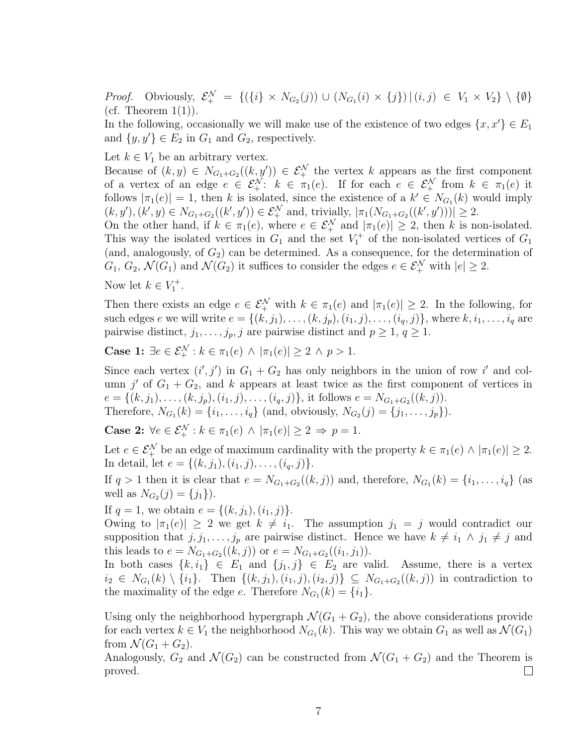*Proof.* Obviously, $\mathcal{E}_+^{\mathcal{N}} = \{(\{i\} \times N_{G_2}(j)) \cup (N_{G_1}(i) \times \{j\}) \,|\, (i,j) \in V_1 \times V_2\} \setminus \{\emptyset\}$ (cf. Theorem 1(1)).

In the following, occasionally we will make use of the existence of two edges $\{x, x'\} \in E_1$ and $\{y, y'\} \in E_2$ in $G_1$ and $G_2$, respectively.

Let $k \in V_1$ be an arbitrary vertex.

Because of $(k, y) \in N_{G_1+G_2}((k, y')) \in \mathcal{E}_+^{\mathcal{N}}$ the vertex $k$ appears as the first component of a vertex of an edge $e \in \mathcal{E}_+^{\mathcal{N}}$: $k \in \pi_1(e)$. If for each $e \in \mathcal{E}_+^{\mathcal{N}}$ from $k \in \pi_1(e)$ it follows $|\pi_1(e)| = 1$, then $k$ is isolated, since the existence of a $k' \in N_{G_1}(k)$ would imply $(k, y'), (k', y) \in N_{G_1+G_2}((k', y')) \in \mathcal{E}_+^{\mathcal{N}}$ and, trivially, $|\pi_1(N_{G_1+G_2}((k', y')))| \geq 2$.

On the other hand, if $k \in \pi_1(e)$, where $e \in \mathcal{E}_+^{\mathcal{N}}$ and $|\pi_1(e)| \geq 2$, then $k$ is non-isolated. This way the isolated vertices in $G_1$ and the set $V_1^+$ of the non-isolated vertices of $G_1$ (and, analogously, of $G_2$) can be determined. As a consequence, for the determination of $G_1$, $G_2$, $\mathcal{N}(G_1)$ and $\mathcal{N}(G_2)$ it suffices to consider the edges $e \in \mathcal{E}_+^{\mathcal{N}}$ with $|e| \geq 2$.

Now let $k \in V_1^+$.

Then there exists an edge $e \in \mathcal{E}_+^{\mathcal{N}}$ with $k \in \pi_1(e)$ and $|\pi_1(e)| \geq 2$. In the following, for such edges $e$ we will write $e = \{(k, j_1), \ldots, (k, j_p), (i_1, j), \ldots, (i_q, j)\}$, where $k, i_1, \ldots, i_q$ are pairwise distinct, $j_1, \ldots, j_p, j$ are pairwise distinct and $p \geq 1$, $q \geq 1$.

**Case 1:** $\exists e \in \mathcal{E}_+^{\mathcal{N}} : k \in \pi_1(e) \wedge |\pi_1(e)| \geq 2 \wedge p > 1$.

Since each vertex $(i', j')$ in $G_1 + G_2$ has only neighbors in the union of row $i'$ and column $j'$ of $G_1 + G_2$, and $k$ appears at least twice as the first component of vertices in $e = \{(k, j_1), \ldots, (k, j_p), (i_1, j), \ldots, (i_q, j)\}$, it follows $e = N_{G_1+G_2}((k, j))$.

Therefore, $N_{G_1}(k) = \{i_1, \ldots, i_q\}$ (and, obviously, $N_{G_2}(j) = \{j_1, \ldots, j_p\}$).

**Case 2:** $\forall e \in \mathcal{E}_+^{\mathcal{N}} : k \in \pi_1(e) \wedge |\pi_1(e)| \geq 2 \Rightarrow p = 1$.

Let $e \in \mathcal{E}_+^{\mathcal{N}}$ be an edge of maximum cardinality with the property $k \in \pi_1(e) \wedge |\pi_1(e)| \geq 2$. In detail, let $e = \{(k, j_1), (i_1, j), \ldots, (i_q, j)\}$.

If $q > 1$ then it is clear that $e = N_{G_1+G_2}((k, j))$ and, therefore, $N_{G_1}(k) = \{i_1, \ldots, i_q\}$ (as well as $N_{G_2}(j) = \{j_1\}$).

If $q = 1$, we obtain $e = \{(k, j_1), (i_1, j)\}$.

Owing to $|\pi_1(e)| \geq 2$ we get $k \neq i_1$. The assumption $j_1 = j$ would contradict our supposition that $j, j_1, \ldots, j_p$ are pairwise distinct. Hence we have $k \neq i_1 \wedge j_1 \neq j$ and this leads to $e = N_{G_1+G_2}((k, j))$ or $e = N_{G_1+G_2}((i_1, j_1))$.

In both cases $\{k, i_1\} \in E_1$ and $\{j_1, j\} \in E_2$ are valid. Assume, there is a vertex $i_2 \in N_{G_1}(k) \setminus \{i_1\}$. Then $\{(k, j_1), (i_1, j), (i_2, j)\} \subseteq N_{G_1+G_2}((k, j))$ in contradiction to the maximality of the edge $e$. Therefore $N_{G_1}(k) = \{i_1\}$.

Using only the neighborhood hypergraph $\mathcal{N}(G_1 + G_2)$, the above considerations provide for each vertex $k \in V_1$ the neighborhood $N_{G_1}(k)$. This way we obtain $G_1$ as well as $\mathcal{N}(G_1)$ from $\mathcal{N}(G_1 + G_2)$.

Analogously, $G_2$ and $\mathcal{N}(G_2)$ can be constructed from $\mathcal{N}(G_1 + G_2)$ and the Theorem is proved. $\square$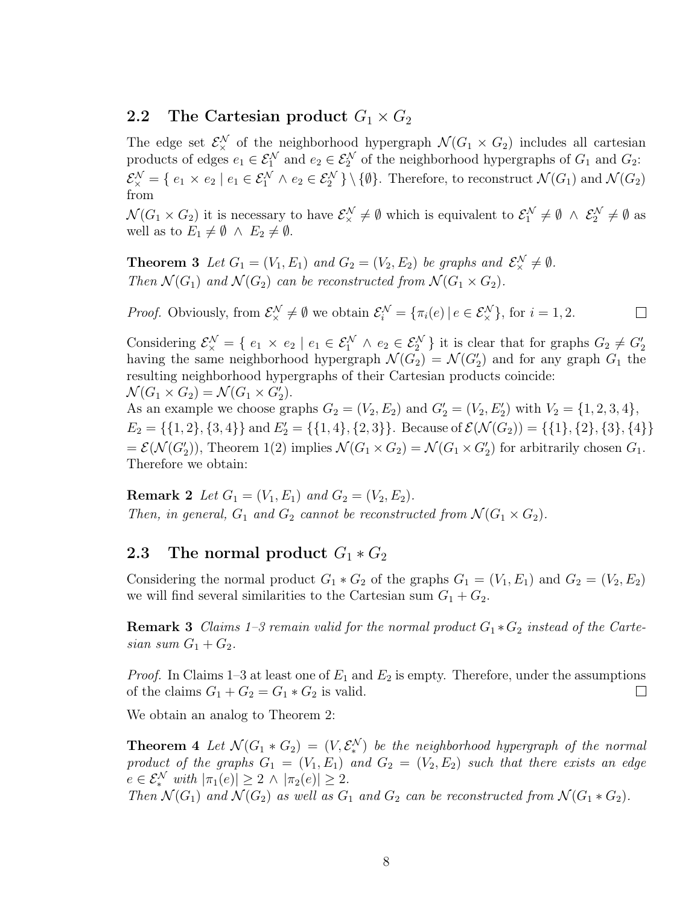## 2.2 The Cartesian product $G_1 \times G_2$

The edge set $\mathcal{E}_\times^\mathcal{N}$ of the neighborhood hypergraph $\mathcal{N}(G_1 \times G_2)$ includes all cartesian products of edges $e_1 \in \mathcal{E}_1^\mathcal{N}$ and $e_2 \in \mathcal{E}_2^\mathcal{N}$ of the neighborhood hypergraphs of $G_1$ and $G_2$: $\mathcal{E}_\times^\mathcal{N} = \{\ e_1 \times e_2 \mid e_1 \in \mathcal{E}_1^\mathcal{N} \wedge e_2 \in \mathcal{E}_2^\mathcal{N}\ \} \setminus \{\emptyset\}$. Therefore, to reconstruct $\mathcal{N}(G_1)$ and $\mathcal{N}(G_2)$ from

$\mathcal{N}(G_1 \times G_2)$ it is necessary to have $\mathcal{E}_\times^\mathcal{N} \neq \emptyset$ which is equivalent to $\mathcal{E}_1^\mathcal{N} \neq \emptyset \ \wedge \ \mathcal{E}_2^\mathcal{N} \neq \emptyset$ as well as to $E_1 \neq \emptyset \ \wedge \ E_2 \neq \emptyset$.

**Theorem 3** *Let $G_1 = (V_1, E_1)$ and $G_2 = (V_2, E_2)$ be graphs and $\mathcal{E}_\times^\mathcal{N} \neq \emptyset$. Then $\mathcal{N}(G_1)$ and $\mathcal{N}(G_2)$ can be reconstructed from $\mathcal{N}(G_1 \times G_2)$.*

*Proof.* Obviously, from $\mathcal{E}_\times^\mathcal{N} \neq \emptyset$ we obtain $\mathcal{E}_i^\mathcal{N} = \{\pi_i(e) \mid e \in \mathcal{E}_\times^\mathcal{N}\}$, for $i = 1, 2$. □

Considering $\mathcal{E}_\times^\mathcal{N} = \{\ e_1 \times e_2 \mid e_1 \in \mathcal{E}_1^\mathcal{N} \wedge e_2 \in \mathcal{E}_2^\mathcal{N}\ \}$ it is clear that for graphs $G_2 \neq G_2'$ having the same neighborhood hypergraph $\mathcal{N}(G_2) = \mathcal{N}(G_2')$ and for any graph $G_1$ the resulting neighborhood hypergraphs of their Cartesian products coincide:
$\mathcal{N}(G_1 \times G_2) = \mathcal{N}(G_1 \times G_2')$.
As an example we choose graphs $G_2 = (V_2, E_2)$ and $G_2' = (V_2, E_2')$ with $V_2 = \{1, 2, 3, 4\}$, $E_2 = \{\{1, 2\}, \{3, 4\}\}$ and $E_2' = \{\{1, 4\}, \{2, 3\}\}$. Because of $\mathcal{E}(\mathcal{N}(G_2)) = \{\{1\}, \{2\}, \{3\}, \{4\}\}$ $= \mathcal{E}(\mathcal{N}(G_2'))$, Theorem 1(2) implies $\mathcal{N}(G_1 \times G_2) = \mathcal{N}(G_1 \times G_2')$ for arbitrarily chosen $G_1$. Therefore we obtain:

**Remark 2** *Let $G_1 = (V_1, E_1)$ and $G_2 = (V_2, E_2)$. Then, in general, $G_1$ and $G_2$ cannot be reconstructed from $\mathcal{N}(G_1 \times G_2)$.*

## 2.3 The normal product $G_1 * G_2$

Considering the normal product $G_1 * G_2$ of the graphs $G_1 = (V_1, E_1)$ and $G_2 = (V_2, E_2)$ we will find several similarities to the Cartesian sum $G_1 + G_2$.

**Remark 3** *Claims 1–3 remain valid for the normal product $G_1 * G_2$ instead of the Cartesian sum $G_1 + G_2$.*

*Proof.* In Claims 1–3 at least one of $E_1$ and $E_2$ is empty. Therefore, under the assumptions of the claims $G_1 + G_2 = G_1 * G_2$ is valid. □

We obtain an analog to Theorem 2:

**Theorem 4** *Let $\mathcal{N}(G_1 * G_2) = (V, \mathcal{E}_*^\mathcal{N})$ be the neighborhood hypergraph of the normal product of the graphs $G_1 = (V_1, E_1)$ and $G_2 = (V_2, E_2)$ such that there exists an edge $e \in \mathcal{E}_*^\mathcal{N}$ with $|\pi_1(e)| \geq 2 \wedge |\pi_2(e)| \geq 2$. Then $\mathcal{N}(G_1)$ and $\mathcal{N}(G_2)$ as well as $G_1$ and $G_2$ can be reconstructed from $\mathcal{N}(G_1 * G_2)$.*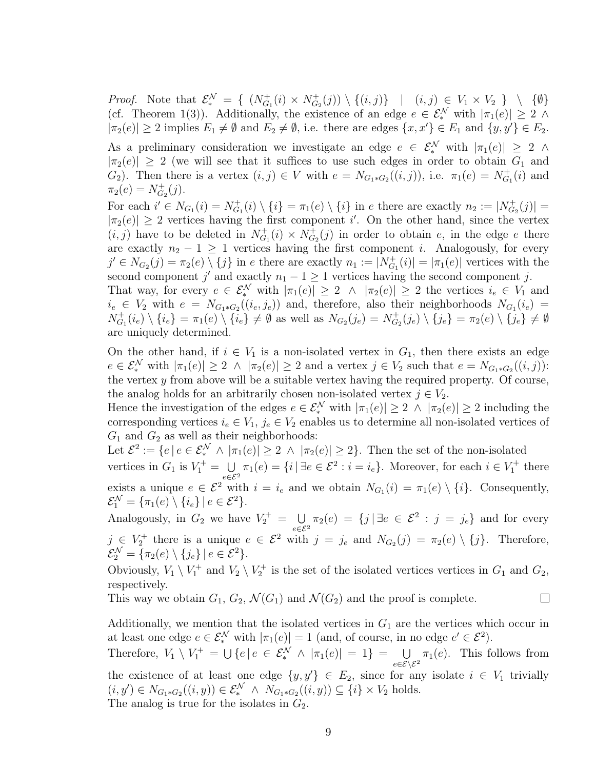*Proof.* Note that $\mathcal{E}_*^{\mathcal{N}} = \{ \ (N^+_{G_1}(i) \times N^+_{G_2}(j)) \setminus \{(i,j)\} \ \ | \ \ (i,j) \in V_1 \times V_2 \ \} \ \setminus \ \{\emptyset\}$ (cf. Theorem 1(3)). Additionally, the existence of an edge $e \in \mathcal{E}_*^{\mathcal{N}}$ with $|\pi_1(e)| \geq 2 \ \wedge$ $|\pi_2(e)| \geq 2$ implies $E_1 \neq \emptyset$ and $E_2 \neq \emptyset$, i.e. there are edges $\{x,x'\} \in E_1$ and $\{y,y'\} \in E_2$.

As a preliminary consideration we investigate an edge $e \in \mathcal{E}_*^{\mathcal{N}}$ with $|\pi_1(e)| \geq 2 \ \wedge$ $|\pi_2(e)| \geq 2$ (we will see that it suffices to use such edges in order to obtain $G_1$ and $G_2$). Then there is a vertex $(i,j) \in V$ with $e = N_{G_1 * G_2}((i,j))$, i.e. $\pi_1(e) = N^+_{G_1}(i)$ and $\pi_2(e) = N^+_{G_2}(j)$.

For each $i' \in N_{G_1}(i) = N^+_{G_1}(i) \setminus \{i\} = \pi_1(e) \setminus \{i\}$ in $e$ there are exactly $n_2 := |N^+_{G_2}(j)| = |\pi_2(e)| \geq 2$ vertices having the first component $i'$. On the other hand, since the vertex $(i,j)$ have to be deleted in $N^+_{G_1}(i) \times N^+_{G_2}(j)$ in order to obtain $e$, in the edge $e$ there are exactly $n_2 - 1 \geq 1$ vertices having the first component $i$. Analogously, for every $j' \in N_{G_2}(j) = \pi_2(e) \setminus \{j\}$ in $e$ there are exactly $n_1 := |N^+_{G_1}(i)| = |\pi_1(e)|$ vertices with the second component $j'$ and exactly $n_1 - 1 \geq 1$ vertices having the second component $j$.
That way, for every $e \in \mathcal{E}_*^{\mathcal{N}}$ with $|\pi_1(e)| \geq 2 \ \wedge \ |\pi_2(e)| \geq 2$ the vertices $i_e \in V_1$ and $i_e \in V_2$ with $e = N_{G_1 * G_2}((i_e, j_e))$ and, therefore, also their neighborhoods $N_{G_1}(i_e) = N^+_{G_1}(i_e) \setminus \{i_e\} = \pi_1(e) \setminus \{i_e\} \neq \emptyset$ as well as $N_{G_2}(j_e) = N^+_{G_2}(j_e) \setminus \{j_e\} = \pi_2(e) \setminus \{j_e\} \neq \emptyset$ are uniquely determined.

On the other hand, if $i \in V_1$ is a non-isolated vertex in $G_1$, then there exists an edge $e \in \mathcal{E}_*^{\mathcal{N}}$ with $|\pi_1(e)| \geq 2 \ \wedge \ |\pi_2(e)| \geq 2$ and a vertex $j \in V_2$ such that $e = N_{G_1 * G_2}((i,j))$: the vertex $y$ from above will be a suitable vertex having the required property. Of course, the analog holds for an arbitrarily chosen non-isolated vertex $j \in V_2$.
Hence the investigation of the edges $e \in \mathcal{E}_*^{\mathcal{N}}$ with $|\pi_1(e)| \geq 2 \ \wedge \ |\pi_2(e)| \geq 2$ including the corresponding vertices $i_e \in V_1$, $j_e \in V_2$ enables us to determine all non-isolated vertices of $G_1$ and $G_2$ as well as their neighborhoods:
Let $\mathcal{E}^2 := \{e \,|\, e \in \mathcal{E}_*^{\mathcal{N}} \ \wedge \ |\pi_1(e)| \geq 2 \ \wedge \ |\pi_2(e)| \geq 2\}$. Then the set of the non-isolated vertices in $G_1$ is $V_1^+ = \bigcup\limits_{e \in \mathcal{E}^2} \pi_1(e) = \{i \,|\, \exists e \in \mathcal{E}^2 : i = i_e\}$. Moreover, for each $i \in V_1^+$ there exists a unique $e \in \mathcal{E}^2$ with $i = i_e$ and we obtain $N_{G_1}(i) = \pi_1(e) \setminus \{i\}$. Consequently, $\mathcal{E}_1^{\mathcal{N}} = \{\pi_1(e) \setminus \{i_e\} \,|\, e \in \mathcal{E}^2\}$.
Analogously, in $G_2$ we have $V_2^+ = \bigcup\limits_{e \in \mathcal{E}^2} \pi_2(e) = \{j \,|\, \exists e \in \mathcal{E}^2 : j = j_e\}$ and for every $j \in V_2^+$ there is a unique $e \in \mathcal{E}^2$ with $j = j_e$ and $N_{G_2}(j) = \pi_2(e) \setminus \{j\}$. Therefore, $\mathcal{E}_2^{\mathcal{N}} = \{\pi_2(e) \setminus \{j_e\} \,|\, e \in \mathcal{E}^2\}$.
Obviously, $V_1 \setminus V_1^+$ and $V_2 \setminus V_2^+$ is the set of the isolated vertices vertices in $G_1$ and $G_2$, respectively.
This way we obtain $G_1$, $G_2$, $\mathcal{N}(G_1)$ and $\mathcal{N}(G_2)$ and the proof is complete. □

Additionally, we mention that the isolated vertices in $G_1$ are the vertices which occur in at least one edge $e \in \mathcal{E}_*^{\mathcal{N}}$ with $|\pi_1(e)| = 1$ (and, of course, in no edge $e' \in \mathcal{E}^2$).
Therefore, $V_1 \setminus V_1^+ = \bigcup \{e \,|\, e \in \mathcal{E}_*^{\mathcal{N}} \ \wedge \ |\pi_1(e)| = 1\} = \bigcup\limits_{e \in \mathcal{E} \setminus \mathcal{E}^2} \pi_1(e)$. This follows from the existence of at least one edge $\{y,y'\} \in E_2$, since for any isolate $i \in V_1$ trivially $(i,y') \in N_{G_1 * G_2}((i,y)) \in \mathcal{E}_*^{\mathcal{N}} \ \wedge \ N_{G_1 * G_2}((i,y)) \subseteq \{i\} \times V_2$ holds.
The analog is true for the isolates in $G_2$.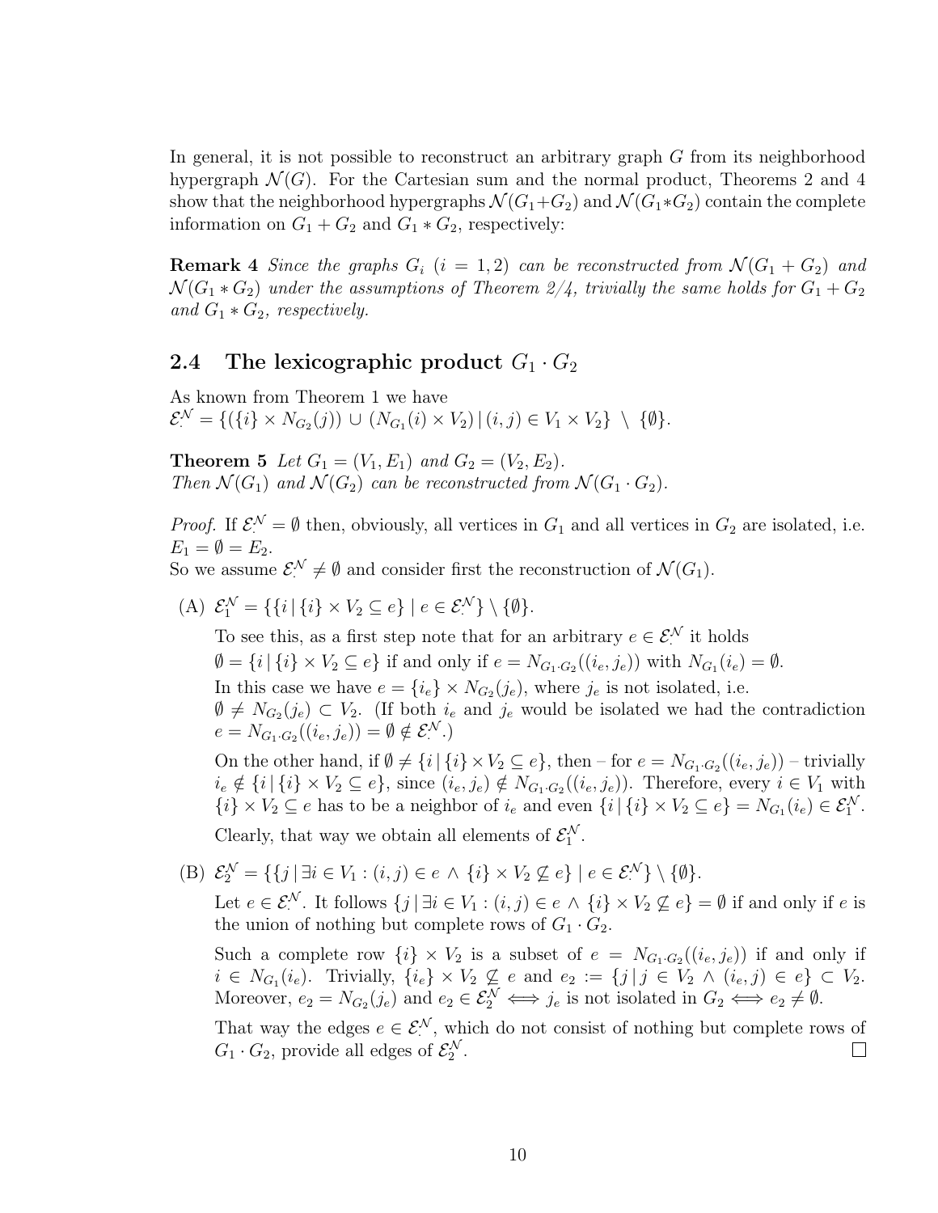In general, it is not possible to reconstruct an arbitrary graph $G$ from its neighborhood hypergraph $\mathcal{N}(G)$. For the Cartesian sum and the normal product, Theorems 2 and 4 show that the neighborhood hypergraphs $\mathcal{N}(G_1+G_2)$ and $\mathcal{N}(G_1*G_2)$ contain the complete information on $G_1+G_2$ and $G_1*G_2$, respectively:

**Remark 4** *Since the graphs $G_i$ ($i = 1, 2$) can be reconstructed from $\mathcal{N}(G_1 + G_2)$ and $\mathcal{N}(G_1 * G_2)$ under the assumptions of Theorem 2/4, trivially the same holds for $G_1 + G_2$ and $G_1 * G_2$, respectively.*

## 2.4 The lexicographic product $G_1 \cdot G_2$

As known from Theorem 1 we have
$\mathcal{E}_{\cdot}^{\mathcal{N}} = \{(\{i\} \times N_{G_2}(j)) \cup (N_{G_1}(i) \times V_2) \,|\, (i,j) \in V_1 \times V_2\} \setminus \{\emptyset\}$.

**Theorem 5** *Let $G_1 = (V_1, E_1)$ and $G_2 = (V_2, E_2)$. Then $\mathcal{N}(G_1)$ and $\mathcal{N}(G_2)$ can be reconstructed from $\mathcal{N}(G_1 \cdot G_2)$.*

*Proof.* If $\mathcal{E}_{\cdot}^{\mathcal{N}} = \emptyset$ then, obviously, all vertices in $G_1$ and all vertices in $G_2$ are isolated, i.e. $E_1 = \emptyset = E_2$.
So we assume $\mathcal{E}_{\cdot}^{\mathcal{N}} \neq \emptyset$ and consider first the reconstruction of $\mathcal{N}(G_1)$.

(A) $\mathcal{E}_1^{\mathcal{N}} = \{\{i \,|\, \{i\} \times V_2 \subseteq e\} \mid e \in \mathcal{E}_{\cdot}^{\mathcal{N}}\} \setminus \{\emptyset\}$.

To see this, as a first step note that for an arbitrary $e \in \mathcal{E}_{\cdot}^{\mathcal{N}}$ it holds
$\emptyset = \{i \,|\, \{i\} \times V_2 \subseteq e\}$ if and only if $e = N_{G_1 \cdot G_2}((i_e, j_e))$ with $N_{G_1}(i_e) = \emptyset$.
In this case we have $e = \{i_e\} \times N_{G_2}(j_e)$, where $j_e$ is not isolated, i.e. $\emptyset \neq N_{G_2}(j_e) \subset V_2$. (If both $i_e$ and $j_e$ would be isolated we had the contradiction $e = N_{G_1 \cdot G_2}((i_e, j_e)) = \emptyset \notin \mathcal{E}_{\cdot}^{\mathcal{N}}$.)

On the other hand, if $\emptyset \neq \{i \,|\, \{i\} \times V_2 \subseteq e\}$, then – for $e = N_{G_1 \cdot G_2}((i_e, j_e))$ – trivially $i_e \notin \{i \,|\, \{i\} \times V_2 \subseteq e\}$, since $(i_e, j_e) \notin N_{G_1 \cdot G_2}((i_e, j_e))$. Therefore, every $i \in V_1$ with $\{i\} \times V_2 \subseteq e$ has to be a neighbor of $i_e$ and even $\{i \,|\, \{i\} \times V_2 \subseteq e\} = N_{G_1}(i_e) \in \mathcal{E}_1^{\mathcal{N}}$.
Clearly, that way we obtain all elements of $\mathcal{E}_1^{\mathcal{N}}$.

(B) $\mathcal{E}_2^{\mathcal{N}} = \{\{j \,|\, \exists i \in V_1 : (i,j) \in e \,\wedge\, \{i\} \times V_2 \not\subseteq e\} \mid e \in \mathcal{E}_{\cdot}^{\mathcal{N}}\} \setminus \{\emptyset\}$.

Let $e \in \mathcal{E}_{\cdot}^{\mathcal{N}}$. It follows $\{j \,|\, \exists i \in V_1 : (i,j) \in e \,\wedge\, \{i\} \times V_2 \not\subseteq e\} = \emptyset$ if and only if $e$ is the union of nothing but complete rows of $G_1 \cdot G_2$.

Such a complete row $\{i\} \times V_2$ is a subset of $e = N_{G_1 \cdot G_2}((i_e, j_e))$ if and only if $i \in N_{G_1}(i_e)$. Trivially, $\{i_e\} \times V_2 \not\subseteq e$ and $e_2 := \{j \,|\, j \in V_2 \,\wedge\, (i_e, j) \in e\} \subset V_2$. Moreover, $e_2 = N_{G_2}(j_e)$ and $e_2 \in \mathcal{E}_2^{\mathcal{N}} \iff j_e$ is not isolated in $G_2 \iff e_2 \neq \emptyset$.

That way the edges $e \in \mathcal{E}_{\cdot}^{\mathcal{N}}$, which do not consist of nothing but complete rows of $G_1 \cdot G_2$, provide all edges of $\mathcal{E}_2^{\mathcal{N}}$. $\square$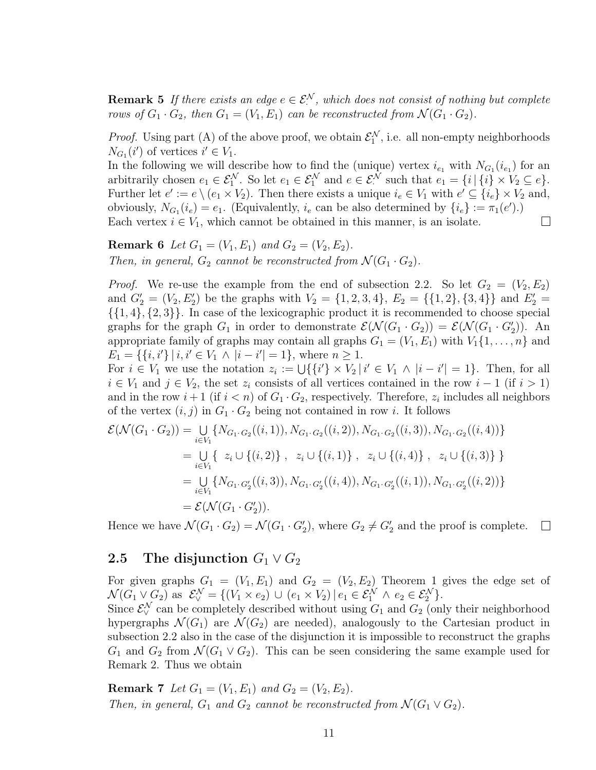**Remark 5** *If there exists an edge $e \in \mathcal{E}^{\mathcal{N}}_{\cdot}$, which does not consist of nothing but complete rows of $G_1 \cdot G_2$, then $G_1 = (V_1, E_1)$ can be reconstructed from $\mathcal{N}(G_1 \cdot G_2)$.*

*Proof.* Using part (A) of the above proof, we obtain $\mathcal{E}^{\mathcal{N}}_1$, i.e. all non-empty neighborhoods $N_{G_1}(i')$ of vertices $i' \in V_1$.
In the following we will describe how to find the (unique) vertex $i_{e_1}$ with $N_{G_1}(i_{e_1})$ for an arbitrarily chosen $e_1 \in \mathcal{E}^{\mathcal{N}}_1$. So let $e_1 \in \mathcal{E}^{\mathcal{N}}_1$ and $e \in \mathcal{E}^{\mathcal{N}}_{\cdot}$ such that $e_1 = \{i \,|\, \{i\} \times V_2 \subseteq e\}$. Further let $e' := e \setminus (e_1 \times V_2)$. Then there exists a unique $i_e \in V_1$ with $e' \subseteq \{i_e\} \times V_2$ and, obviously, $N_{G_1}(i_e) = e_1$. (Equivalently, $i_e$ can be also determined by $\{i_e\} := \pi_1(e')$.)
Each vertex $i \in V_1$, which cannot be obtained in this manner, is an isolate. □

**Remark 6** *Let $G_1 = (V_1, E_1)$ and $G_2 = (V_2, E_2)$.
Then, in general, $G_2$ cannot be reconstructed from $\mathcal{N}(G_1 \cdot G_2)$.*

*Proof.* We re-use the example from the end of subsection 2.2. So let $G_2 = (V_2, E_2)$ and $G_2' = (V_2, E_2')$ be the graphs with $V_2 = \{1, 2, 3, 4\}$, $E_2 = \{\{1, 2\}, \{3, 4\}\}$ and $E_2' = \{\{1, 4\}, \{2, 3\}\}$. In case of the lexicographic product it is recommended to choose special graphs for the graph $G_1$ in order to demonstrate $\mathcal{E}(\mathcal{N}(G_1 \cdot G_2)) = \mathcal{E}(\mathcal{N}(G_1 \cdot G_2'))$. An appropriate family of graphs may contain all graphs $G_1 = (V_1, E_1)$ with $V_1\{1, \dots, n\}$ and $E_1 = \{\{i, i'\} \,|\, i, i' \in V_1 \wedge |i - i'| = 1\}$, where $n \geq 1$.
For $i \in V_1$ we use the notation $z_i := \bigcup\{\{i'\} \times V_2 \,|\, i' \in V_1 \wedge |i - i'| = 1\}$. Then, for all $i \in V_1$ and $j \in V_2$, the set $z_i$ consists of all vertices contained in the row $i - 1$ (if $i > 1$) and in the row $i + 1$ (if $i < n$) of $G_1 \cdot G_2$, respectively. Therefore, $z_i$ includes all neighbors of the vertex $(i, j)$ in $G_1 \cdot G_2$ being not contained in row $i$. It follows

$$
\begin{aligned}
\mathcal{E}(\mathcal{N}(G_1 \cdot G_2)) &= \bigcup_{i \in V_1} \{N_{G_1 \cdot G_2}((i, 1)), N_{G_1 \cdot G_2}((i, 2)), N_{G_1 \cdot G_2}((i, 3)), N_{G_1 \cdot G_2}((i, 4))\} \\
&= \bigcup_{i \in V_1} \{\ z_i \cup \{(i, 2)\}\ ,\ \ z_i \cup \{(i, 1)\}\ ,\ \ z_i \cup \{(i, 4)\}\ ,\ \ z_i \cup \{(i, 3)\}\ \} \\
&= \bigcup_{i \in V_1} \{N_{G_1 \cdot G_2'}((i, 3)), N_{G_1 \cdot G_2'}((i, 4)), N_{G_1 \cdot G_2'}((i, 1)), N_{G_1 \cdot G_2'}((i, 2))\} \\
&= \mathcal{E}(\mathcal{N}(G_1 \cdot G_2')).
\end{aligned}
$$

Hence we have $\mathcal{N}(G_1 \cdot G_2) = \mathcal{N}(G_1 \cdot G_2')$, where $G_2 \neq G_2'$ and the proof is complete. □

## 2.5 The disjunction $G_1 \vee G_2$

For given graphs $G_1 = (V_1, E_1)$ and $G_2 = (V_2, E_2)$ Theorem 1 gives the edge set of $\mathcal{N}(G_1 \vee G_2)$ as $\mathcal{E}^{\mathcal{N}}_{\vee} = \{(V_1 \times e_2) \cup (e_1 \times V_2) \,|\, e_1 \in \mathcal{E}^{\mathcal{N}}_1 \wedge e_2 \in \mathcal{E}^{\mathcal{N}}_2\}$.
Since $\mathcal{E}^{\mathcal{N}}_{\vee}$ can be completely described without using $G_1$ and $G_2$ (only their neighborhood hypergraphs $\mathcal{N}(G_1)$ are $\mathcal{N}(G_2)$ are needed), analogously to the Cartesian product in subsection 2.2 also in the case of the disjunction it is impossible to reconstruct the graphs $G_1$ and $G_2$ from $\mathcal{N}(G_1 \vee G_2)$. This can be seen considering the same example used for Remark 2. Thus we obtain

**Remark 7** *Let $G_1 = (V_1, E_1)$ and $G_2 = (V_2, E_2)$.
Then, in general, $G_1$ and $G_2$ cannot be reconstructed from $\mathcal{N}(G_1 \vee G_2)$.*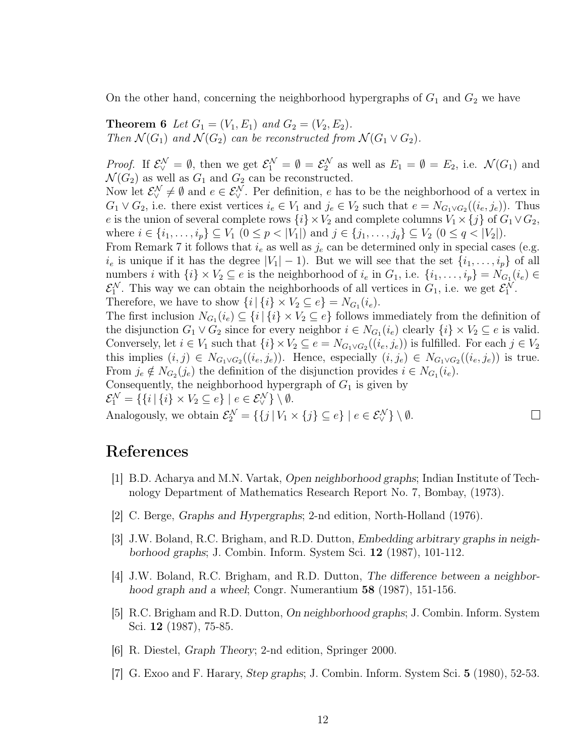On the other hand, concerning the neighborhood hypergraphs of $G_1$ and $G_2$ we have

**Theorem 6** *Let $G_1 = (V_1, E_1)$ and $G_2 = (V_2, E_2)$.*
*Then $\mathcal{N}(G_1)$ and $\mathcal{N}(G_2)$ can be reconstructed from $\mathcal{N}(G_1 \vee G_2)$.*

*Proof.* If $\mathcal{E}_\vee^\mathcal{N} = \emptyset$, then we get $\mathcal{E}_1^\mathcal{N} = \emptyset = \mathcal{E}_2^\mathcal{N}$ as well as $E_1 = \emptyset = E_2$, i.e. $\mathcal{N}(G_1)$ and $\mathcal{N}(G_2)$ as well as $G_1$ and $G_2$ can be reconstructed.
Now let $\mathcal{E}_\vee^\mathcal{N} \neq \emptyset$ and $e \in \mathcal{E}_\vee^\mathcal{N}$. Per definition, $e$ has to be the neighborhood of a vertex in $G_1 \vee G_2$, i.e. there exist vertices $i_e \in V_1$ and $j_e \in V_2$ such that $e = N_{G_1 \vee G_2}((i_e, j_e))$. Thus $e$ is the union of several complete rows $\{i\} \times V_2$ and complete columns $V_1 \times \{j\}$ of $G_1 \vee G_2$, where $i \in \{i_1, \ldots, i_p\} \subseteq V_1$ $(0 \leq p < |V_1|)$ and $j \in \{j_1, \ldots, j_q\} \subseteq V_2$ $(0 \leq q < |V_2|)$.
From Remark 7 it follows that $i_e$ as well as $j_e$ can be determined only in special cases (e.g. $i_e$ is unique if it has the degree $|V_1| - 1$). But we will see that the set $\{i_1, \ldots, i_p\}$ of all numbers $i$ with $\{i\} \times V_2 \subseteq e$ is the neighborhood of $i_e$ in $G_1$, i.e. $\{i_1, \ldots, i_p\} = N_{G_1}(i_e) \in \mathcal{E}_1^\mathcal{N}$. This way we can obtain the neighborhoods of all vertices in $G_1$, i.e. we get $\mathcal{E}_1^\mathcal{N}$.
Therefore, we have to show $\{i \,|\, \{i\} \times V_2 \subseteq e\} = N_{G_1}(i_e)$.
The first inclusion $N_{G_1}(i_e) \subseteq \{i \,|\, \{i\} \times V_2 \subseteq e\}$ follows immediately from the definition of the disjunction $G_1 \vee G_2$ since for every neighbor $i \in N_{G_1}(i_e)$ clearly $\{i\} \times V_2 \subseteq e$ is valid.
Conversely, let $i \in V_1$ such that $\{i\} \times V_2 \subseteq e = N_{G_1 \vee G_2}((i_e, j_e))$ is fulfilled. For each $j \in V_2$ this implies $(i, j) \in N_{G_1 \vee G_2}((i_e, j_e))$. Hence, especially $(i, j_e) \in N_{G_1 \vee G_2}((i_e, j_e))$ is true. From $j_e \notin N_{G_2}(j_e)$ the definition of the disjunction provides $i \in N_{G_1}(i_e)$.
Consequently, the neighborhood hypergraph of $G_1$ is given by
$\mathcal{E}_1^\mathcal{N} = \{\{i \,|\, \{i\} \times V_2 \subseteq e\} \mid e \in \mathcal{E}_\vee^\mathcal{N}\} \setminus \emptyset$.
Analogously, we obtain $\mathcal{E}_2^\mathcal{N} = \{\{j \,|\, V_1 \times \{j\} \subseteq e\} \mid e \in \mathcal{E}_\vee^\mathcal{N}\} \setminus \emptyset$. □

# References

[1] B.D. Acharya and M.N. Vartak, *Open neighborhood graphs*; Indian Institute of Technology Department of Mathematics Research Report No. 7, Bombay, (1973).

[2] C. Berge, *Graphs and Hypergraphs*; 2-nd edition, North-Holland (1976).

[3] J.W. Boland, R.C. Brigham, and R.D. Dutton, *Embedding arbitrary graphs in neighborhood graphs*; J. Combin. Inform. System Sci. **12** (1987), 101-112.

[4] J.W. Boland, R.C. Brigham, and R.D. Dutton, *The difference between a neighborhood graph and a wheel*; Congr. Numerantium **58** (1987), 151-156.

[5] R.C. Brigham and R.D. Dutton, *On neighborhood graphs*; J. Combin. Inform. System Sci. **12** (1987), 75-85.

[6] R. Diestel, *Graph Theory*; 2-nd edition, Springer 2000.

[7] G. Exoo and F. Harary, *Step graphs*; J. Combin. Inform. System Sci. **5** (1980), 52-53.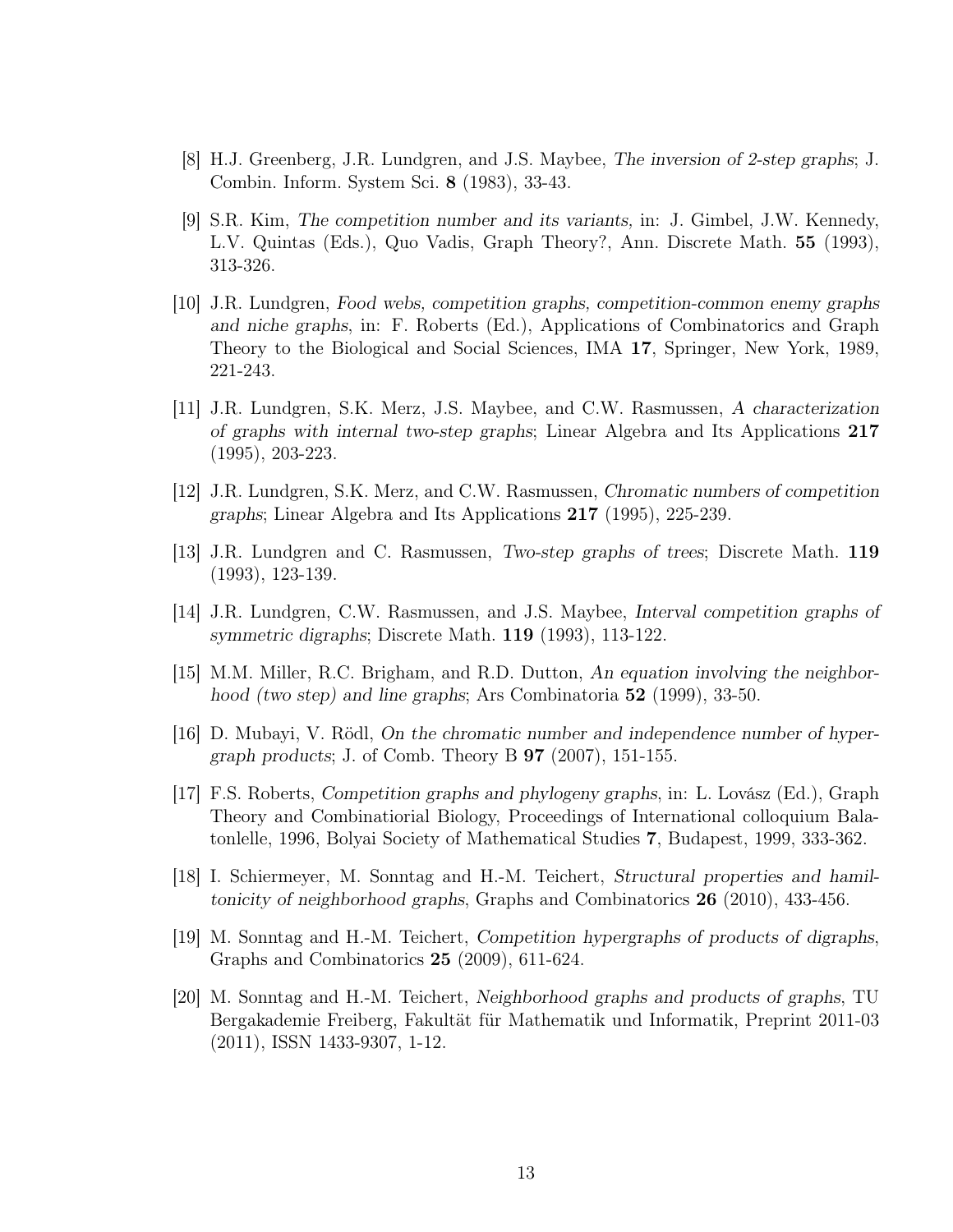[8] H.J. Greenberg, J.R. Lundgren, and J.S. Maybee, *The inversion of 2-step graphs*; J. Combin. Inform. System Sci. **8** (1983), 33-43.

[9] S.R. Kim, *The competition number and its variants*, in: J. Gimbel, J.W. Kennedy, L.V. Quintas (Eds.), Quo Vadis, Graph Theory?, Ann. Discrete Math. **55** (1993), 313-326.

[10] J.R. Lundgren, *Food webs, competition graphs, competition-common enemy graphs and niche graphs*, in: F. Roberts (Ed.), Applications of Combinatorics and Graph Theory to the Biological and Social Sciences, IMA **17**, Springer, New York, 1989, 221-243.

[11] J.R. Lundgren, S.K. Merz, J.S. Maybee, and C.W. Rasmussen, *A characterization of graphs with internal two-step graphs*; Linear Algebra and Its Applications **217** (1995), 203-223.

[12] J.R. Lundgren, S.K. Merz, and C.W. Rasmussen, *Chromatic numbers of competition graphs*; Linear Algebra and Its Applications **217** (1995), 225-239.

[13] J.R. Lundgren and C. Rasmussen, *Two-step graphs of trees*; Discrete Math. **119** (1993), 123-139.

[14] J.R. Lundgren, C.W. Rasmussen, and J.S. Maybee, *Interval competition graphs of symmetric digraphs*; Discrete Math. **119** (1993), 113-122.

[15] M.M. Miller, R.C. Brigham, and R.D. Dutton, *An equation involving the neighborhood (two step) and line graphs*; Ars Combinatoria **52** (1999), 33-50.

[16] D. Mubayi, V. Rödl, *On the chromatic number and independence number of hypergraph products*; J. of Comb. Theory B **97** (2007), 151-155.

[17] F.S. Roberts, *Competition graphs and phylogeny graphs*, in: L. Lovász (Ed.), Graph Theory and Combinatiorial Biology, Proceedings of International colloquium Balatonlelle, 1996, Bolyai Society of Mathematical Studies **7**, Budapest, 1999, 333-362.

[18] I. Schiermeyer, M. Sonntag and H.-M. Teichert, *Structural properties and hamiltonicity of neighborhood graphs*, Graphs and Combinatorics **26** (2010), 433-456.

[19] M. Sonntag and H.-M. Teichert, *Competition hypergraphs of products of digraphs*, Graphs and Combinatorics **25** (2009), 611-624.

[20] M. Sonntag and H.-M. Teichert, *Neighborhood graphs and products of graphs*, TU Bergakademie Freiberg, Fakultät für Mathematik und Informatik, Preprint 2011-03 (2011), ISSN 1433-9307, 1-12.